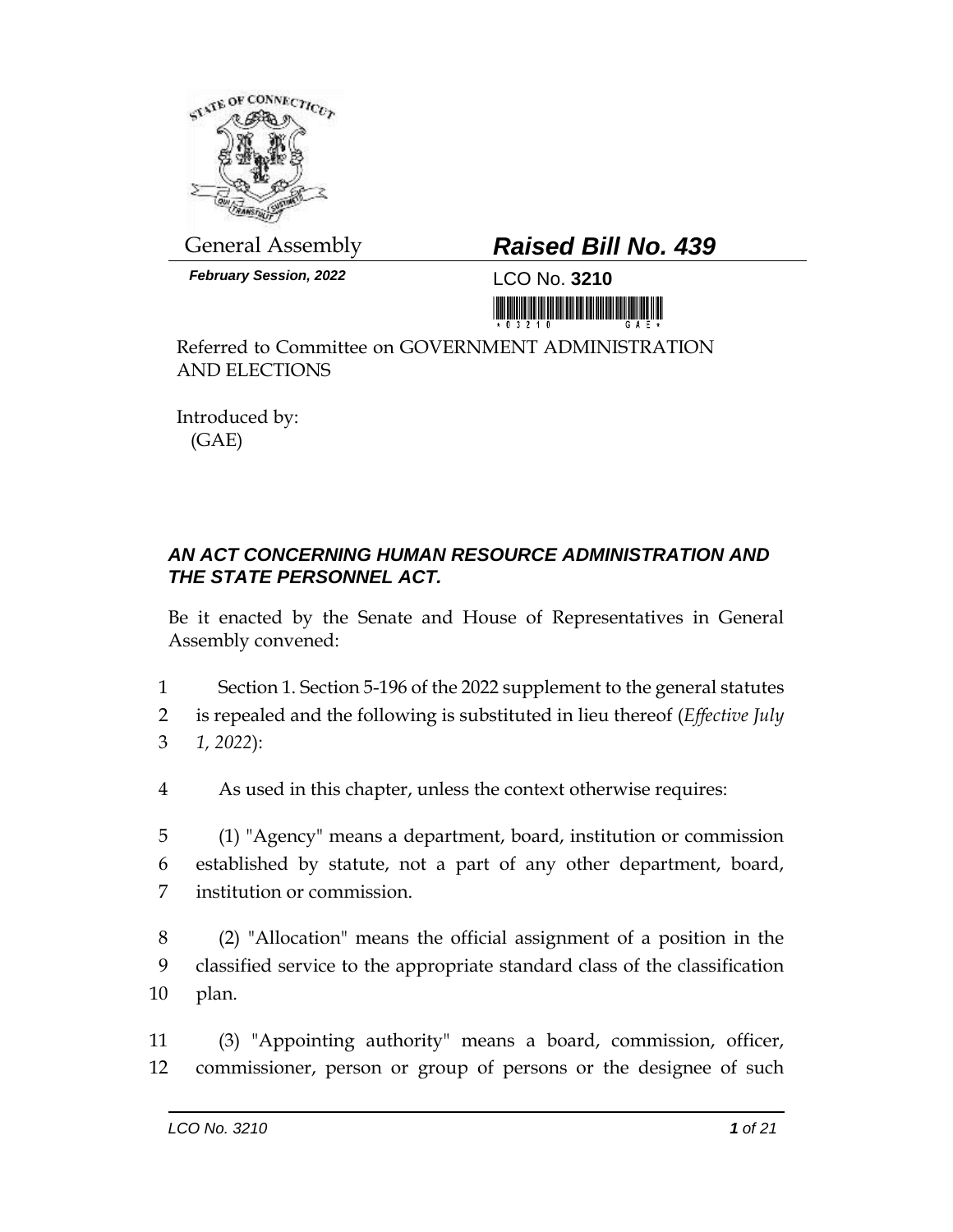General Assembly

# *Raised Bill No. 439*

***February Session, 2022***

LCO No. **3210**

Referred to Committee on GOVERNMENT ADMINISTRATION AND ELECTIONS

Introduced by:
(GAE)

## *AN ACT CONCERNING HUMAN RESOURCE ADMINISTRATION AND THE STATE PERSONNEL ACT.*

Be it enacted by the Senate and House of Representatives in General Assembly convened:

1 Section 1. Section 5-196 of the 2022 supplement to the general statutes
2 is repealed and the following is substituted in lieu thereof (*Effective July*
3 *1, 2022*):

4 As used in this chapter, unless the context otherwise requires:

5 (1) "Agency" means a department, board, institution or commission
6 established by statute, not a part of any other department, board,
7 institution or commission.

8 (2) "Allocation" means the official assignment of a position in the
9 classified service to the appropriate standard class of the classification
10 plan.

11 (3) "Appointing authority" means a board, commission, officer,
12 commissioner, person or group of persons or the designee of such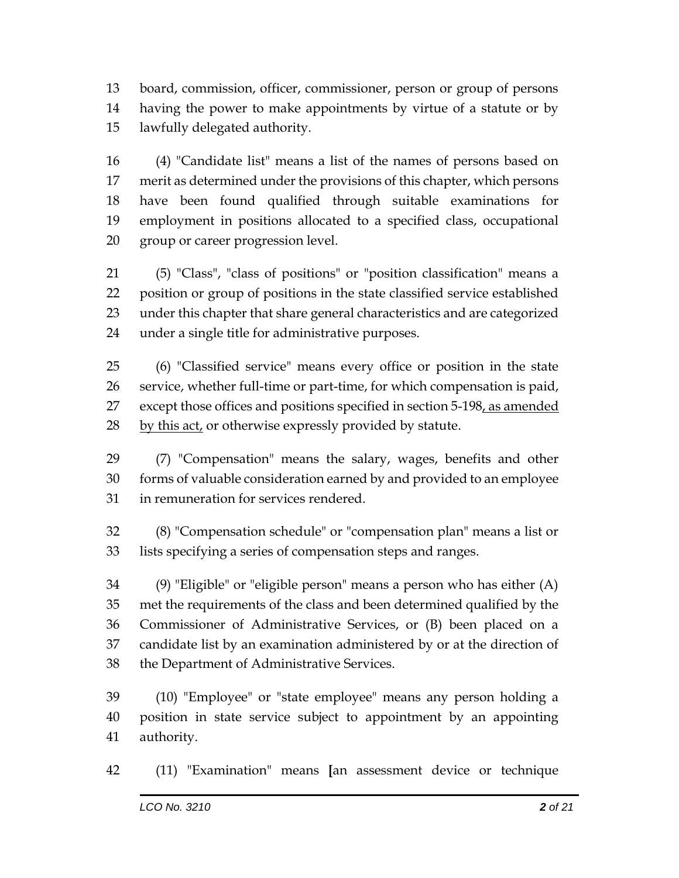board, commission, officer, commissioner, person or group of persons having the power to make appointments by virtue of a statute or by lawfully delegated authority.

(4) "Candidate list" means a list of the names of persons based on merit as determined under the provisions of this chapter, which persons have been found qualified through suitable examinations for employment in positions allocated to a specified class, occupational group or career progression level.

(5) "Class", "class of positions" or "position classification" means a position or group of positions in the state classified service established under this chapter that share general characteristics and are categorized under a single title for administrative purposes.

(6) "Classified service" means every office or position in the state service, whether full-time or part-time, for which compensation is paid, except those offices and positions specified in section 5-198<u>, as amended by this act,</u> or otherwise expressly provided by statute.

(7) "Compensation" means the salary, wages, benefits and other forms of valuable consideration earned by and provided to an employee in remuneration for services rendered.

(8) "Compensation schedule" or "compensation plan" means a list or lists specifying a series of compensation steps and ranges.

(9) "Eligible" or "eligible person" means a person who has either (A) met the requirements of the class and been determined qualified by the Commissioner of Administrative Services, or (B) been placed on a candidate list by an examination administered by or at the direction of the Department of Administrative Services.

(10) "Employee" or "state employee" means any person holding a position in state service subject to appointment by an appointing authority.

(11) "Examination" means **[**an assessment device or technique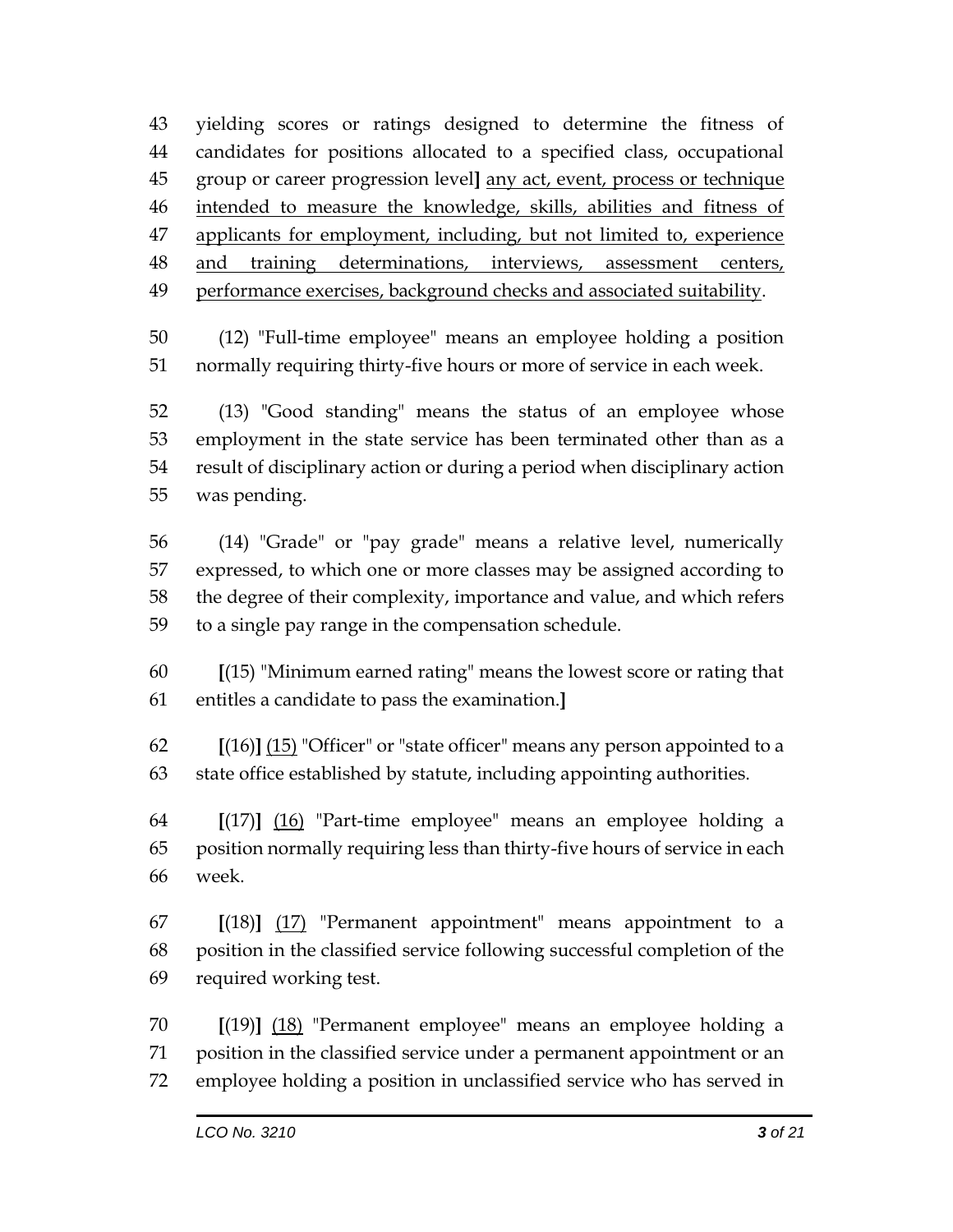yielding scores or ratings designed to determine the fitness of candidates for positions allocated to a specified class, occupational group or career progression level] <u>any act, event, process or technique intended to measure the knowledge, skills, abilities and fitness of applicants for employment, including, but not limited to, experience and training determinations, interviews, assessment centers, performance exercises, background checks and associated suitability</u>.

(12) "Full-time employee" means an employee holding a position normally requiring thirty-five hours or more of service in each week.

(13) "Good standing" means the status of an employee whose employment in the state service has been terminated other than as a result of disciplinary action or during a period when disciplinary action was pending.

(14) "Grade" or "pay grade" means a relative level, numerically expressed, to which one or more classes may be assigned according to the degree of their complexity, importance and value, and which refers to a single pay range in the compensation schedule.

[(15) "Minimum earned rating" means the lowest score or rating that entitles a candidate to pass the examination.]

[(16)] <u>(15)</u> "Officer" or "state officer" means any person appointed to a state office established by statute, including appointing authorities.

[(17)] <u>(16)</u> "Part-time employee" means an employee holding a position normally requiring less than thirty-five hours of service in each week.

[(18)] <u>(17)</u> "Permanent appointment" means appointment to a position in the classified service following successful completion of the required working test.

[(19)] <u>(18)</u> "Permanent employee" means an employee holding a position in the classified service under a permanent appointment or an employee holding a position in unclassified service who has served in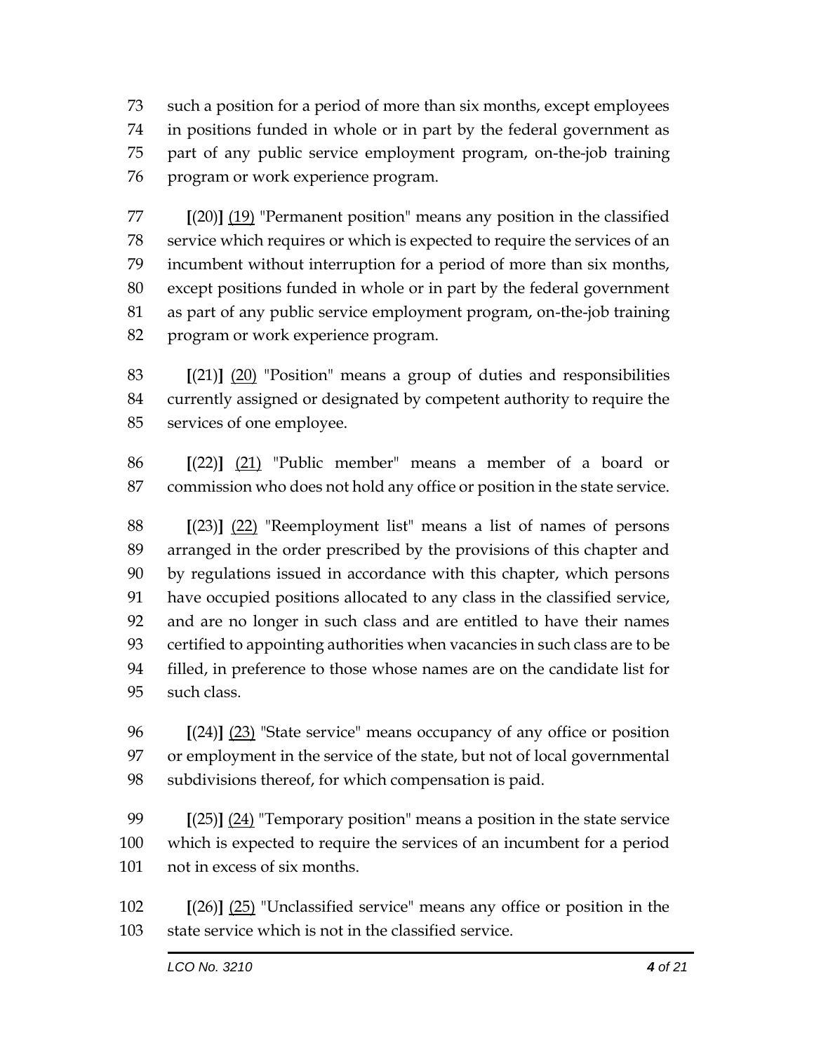such a position for a period of more than six months, except employees in positions funded in whole or in part by the federal government as part of any public service employment program, on-the-job training program or work experience program.

**[**(20)**]** <u>(19)</u> "Permanent position" means any position in the classified service which requires or which is expected to require the services of an incumbent without interruption for a period of more than six months, except positions funded in whole or in part by the federal government as part of any public service employment program, on-the-job training program or work experience program.

**[**(21)**]** <u>(20)</u> "Position" means a group of duties and responsibilities currently assigned or designated by competent authority to require the services of one employee.

**[**(22)**]** <u>(21)</u> "Public member" means a member of a board or commission who does not hold any office or position in the state service.

**[**(23)**]** <u>(22)</u> "Reemployment list" means a list of names of persons arranged in the order prescribed by the provisions of this chapter and by regulations issued in accordance with this chapter, which persons have occupied positions allocated to any class in the classified service, and are no longer in such class and are entitled to have their names certified to appointing authorities when vacancies in such class are to be filled, in preference to those whose names are on the candidate list for such class.

**[**(24)**]** <u>(23)</u> "State service" means occupancy of any office or position or employment in the service of the state, but not of local governmental subdivisions thereof, for which compensation is paid.

**[**(25)**]** <u>(24)</u> "Temporary position" means a position in the state service which is expected to require the services of an incumbent for a period not in excess of six months.

**[**(26)**]** <u>(25)</u> "Unclassified service" means any office or position in the state service which is not in the classified service.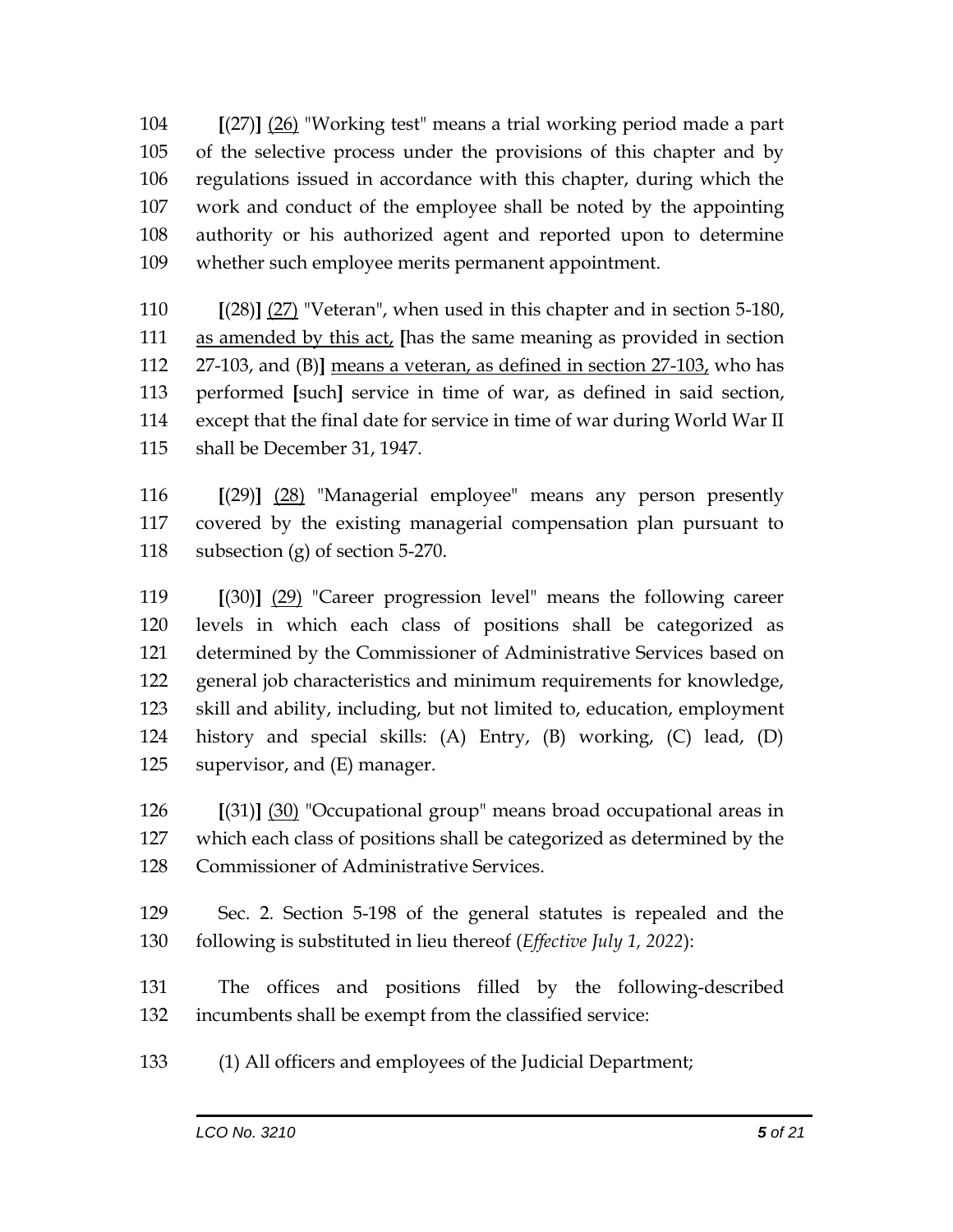104 **[**(27)**]** <u>(26)</u> "Working test" means a trial working period made a part
105 of the selective process under the provisions of this chapter and by
106 regulations issued in accordance with this chapter, during which the
107 work and conduct of the employee shall be noted by the appointing
108 authority or his authorized agent and reported upon to determine
109 whether such employee merits permanent appointment.

110 **[**(28)**]** <u>(27)</u> "Veteran", when used in this chapter and in section 5-180,
111 <u>as amended by this act,</u> **[**has the same meaning as provided in section
112 27-103, and (B)**]** <u>means a veteran, as defined in section 27-103,</u> who has
113 performed **[**such**]** service in time of war, as defined in said section,
114 except that the final date for service in time of war during World War II
115 shall be December 31, 1947.

116 **[**(29)**]** <u>(28)</u> "Managerial employee" means any person presently
117 covered by the existing managerial compensation plan pursuant to
118 subsection (g) of section 5-270.

119 **[**(30)**]** <u>(29)</u> "Career progression level" means the following career
120 levels in which each class of positions shall be categorized as
121 determined by the Commissioner of Administrative Services based on
122 general job characteristics and minimum requirements for knowledge,
123 skill and ability, including, but not limited to, education, employment
124 history and special skills: (A) Entry, (B) working, (C) lead, (D)
125 supervisor, and (E) manager.

126 **[**(31)**]** <u>(30)</u> "Occupational group" means broad occupational areas in
127 which each class of positions shall be categorized as determined by the
128 Commissioner of Administrative Services.

129 Sec. 2. Section 5-198 of the general statutes is repealed and the
130 following is substituted in lieu thereof (*Effective July 1, 2022*):

131 The offices and positions filled by the following-described
132 incumbents shall be exempt from the classified service:

133 (1) All officers and employees of the Judicial Department;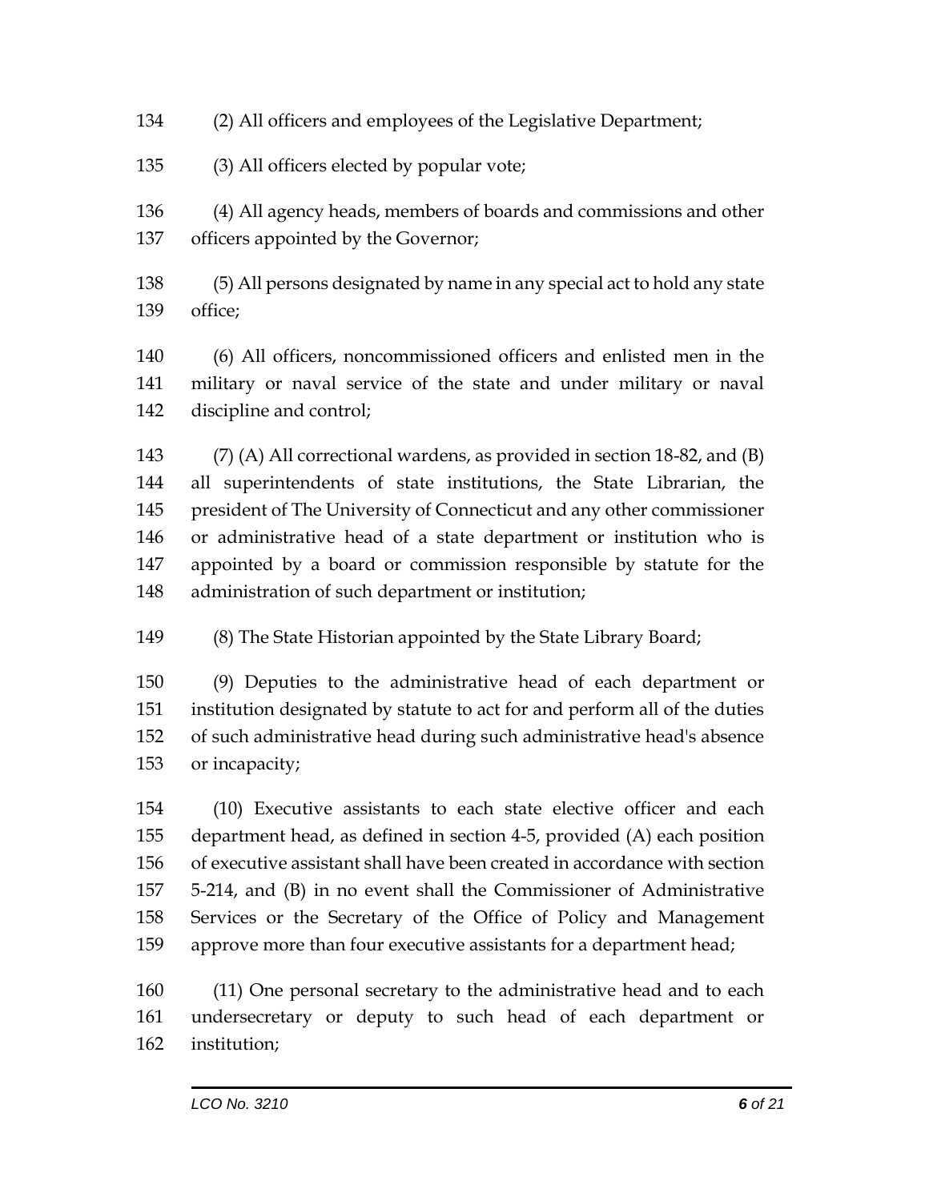(2) All officers and employees of the Legislative Department;

(3) All officers elected by popular vote;

(4) All agency heads, members of boards and commissions and other officers appointed by the Governor;

(5) All persons designated by name in any special act to hold any state office;

(6) All officers, noncommissioned officers and enlisted men in the military or naval service of the state and under military or naval discipline and control;

(7) (A) All correctional wardens, as provided in section 18-82, and (B) all superintendents of state institutions, the State Librarian, the president of The University of Connecticut and any other commissioner or administrative head of a state department or institution who is appointed by a board or commission responsible by statute for the administration of such department or institution;

(8) The State Historian appointed by the State Library Board;

(9) Deputies to the administrative head of each department or institution designated by statute to act for and perform all of the duties of such administrative head during such administrative head's absence or incapacity;

(10) Executive assistants to each state elective officer and each department head, as defined in section 4-5, provided (A) each position of executive assistant shall have been created in accordance with section 5-214, and (B) in no event shall the Commissioner of Administrative Services or the Secretary of the Office of Policy and Management approve more than four executive assistants for a department head;

(11) One personal secretary to the administrative head and to each undersecretary or deputy to such head of each department or institution;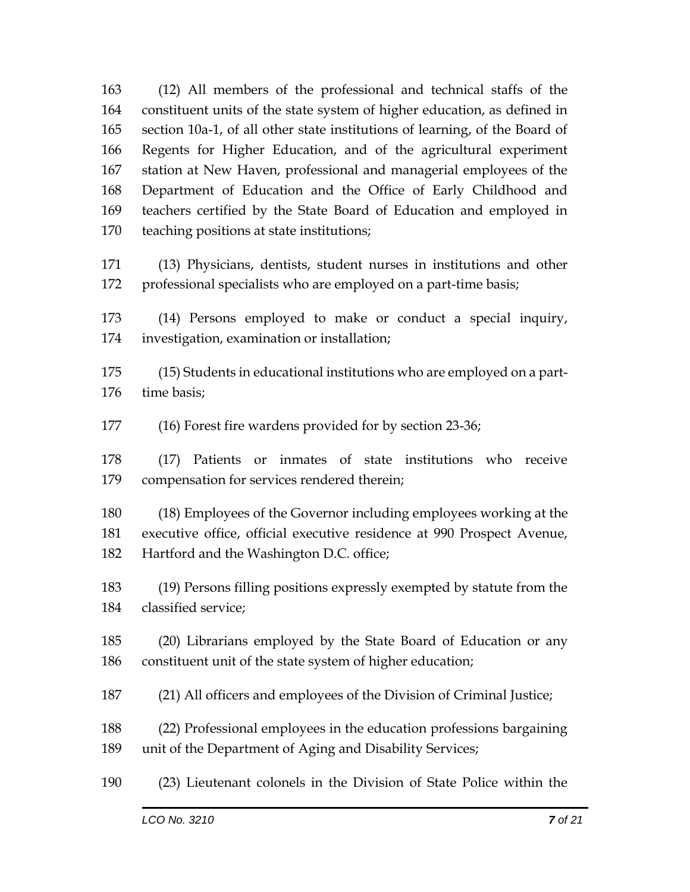163 (12) All members of the professional and technical staffs of the
164 constituent units of the state system of higher education, as defined in
165 section 10a-1, of all other state institutions of learning, of the Board of
166 Regents for Higher Education, and of the agricultural experiment
167 station at New Haven, professional and managerial employees of the
168 Department of Education and the Office of Early Childhood and
169 teachers certified by the State Board of Education and employed in
170 teaching positions at state institutions;

171 (13) Physicians, dentists, student nurses in institutions and other
172 professional specialists who are employed on a part-time basis;

173 (14) Persons employed to make or conduct a special inquiry,
174 investigation, examination or installation;

175 (15) Students in educational institutions who are employed on a part-
176 time basis;

177 (16) Forest fire wardens provided for by section 23-36;

178 (17) Patients or inmates of state institutions who receive
179 compensation for services rendered therein;

180 (18) Employees of the Governor including employees working at the
181 executive office, official executive residence at 990 Prospect Avenue,
182 Hartford and the Washington D.C. office;

183 (19) Persons filling positions expressly exempted by statute from the
184 classified service;

185 (20) Librarians employed by the State Board of Education or any
186 constituent unit of the state system of higher education;

187 (21) All officers and employees of the Division of Criminal Justice;

188 (22) Professional employees in the education professions bargaining
189 unit of the Department of Aging and Disability Services;

190 (23) Lieutenant colonels in the Division of State Police within the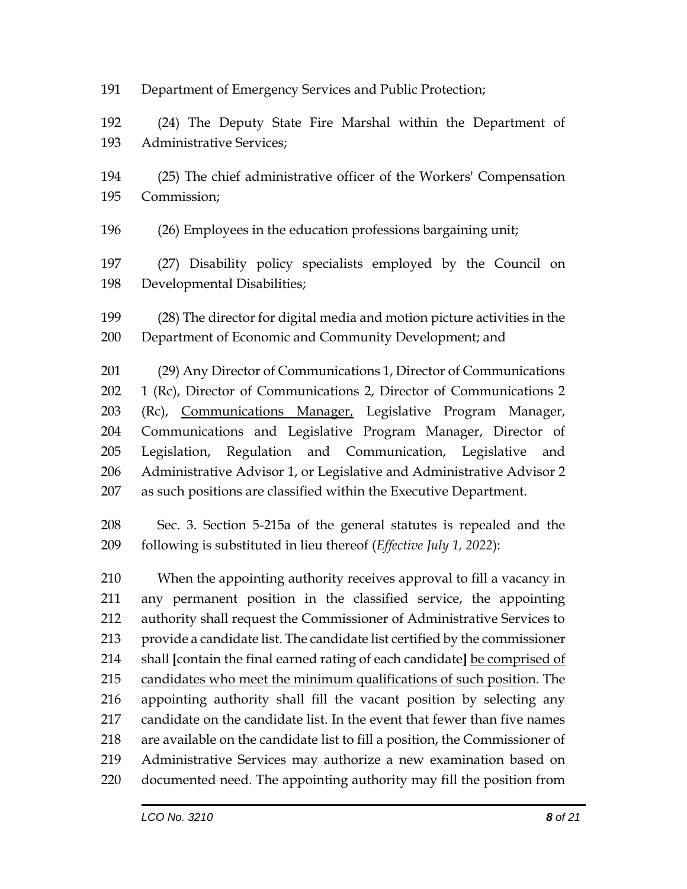Department of Emergency Services and Public Protection;

(24) The Deputy State Fire Marshal within the Department of Administrative Services;

(25) The chief administrative officer of the Workers' Compensation Commission;

(26) Employees in the education professions bargaining unit;

(27) Disability policy specialists employed by the Council on Developmental Disabilities;

(28) The director for digital media and motion picture activities in the Department of Economic and Community Development; and

(29) Any Director of Communications 1, Director of Communications 1 (Rc), Director of Communications 2, Director of Communications 2 (Rc), <u>Communications Manager,</u> Legislative Program Manager, Communications and Legislative Program Manager, Director of Legislation, Regulation and Communication, Legislative and Administrative Advisor 1, or Legislative and Administrative Advisor 2 as such positions are classified within the Executive Department.

Sec. 3. Section 5-215a of the general statutes is repealed and the following is substituted in lieu thereof (*Effective July 1, 2022*):

When the appointing authority receives approval to fill a vacancy in any permanent position in the classified service, the appointing authority shall request the Commissioner of Administrative Services to provide a candidate list. The candidate list certified by the commissioner shall **[**contain the final earned rating of each candidate**]** <u>be comprised of candidates who meet the minimum qualifications of such position</u>. The appointing authority shall fill the vacant position by selecting any candidate on the candidate list. In the event that fewer than five names are available on the candidate list to fill a position, the Commissioner of Administrative Services may authorize a new examination based on documented need. The appointing authority may fill the position from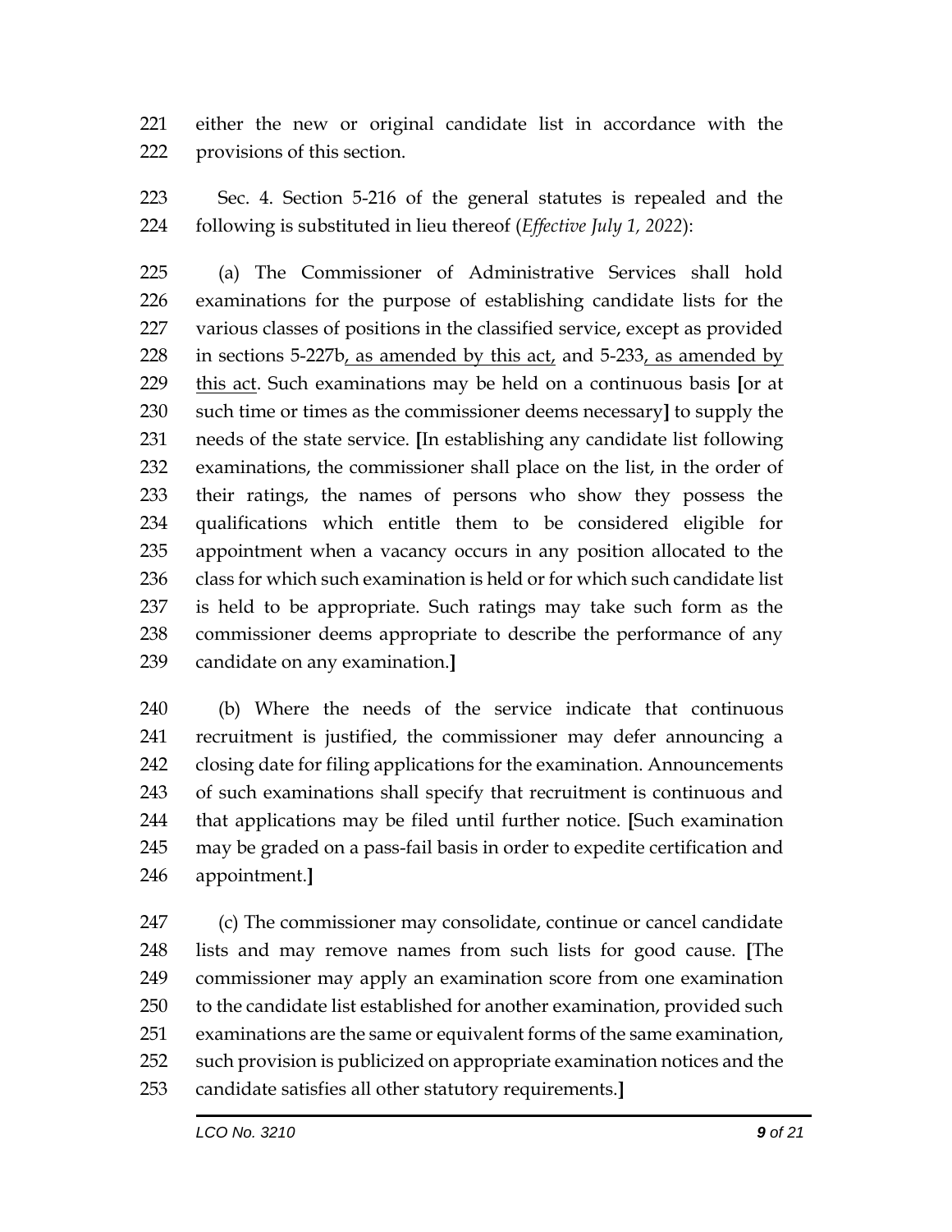221 either the new or original candidate list in accordance with the
222 provisions of this section.

223 Sec. 4. Section 5-216 of the general statutes is repealed and the
224 following is substituted in lieu thereof (*Effective July 1, 2022*):

225 (a) The Commissioner of Administrative Services shall hold
226 examinations for the purpose of establishing candidate lists for the
227 various classes of positions in the classified service, except as provided
228 in sections 5-227b<u>, as amended by this act,</u> and 5-233<u>, as amended by</u>
229 <u>this act</u>. Such examinations may be held on a continuous basis **[**or at
230 such time or times as the commissioner deems necessary**]** to supply the
231 needs of the state service. **[**In establishing any candidate list following
232 examinations, the commissioner shall place on the list, in the order of
233 their ratings, the names of persons who show they possess the
234 qualifications which entitle them to be considered eligible for
235 appointment when a vacancy occurs in any position allocated to the
236 class for which such examination is held or for which such candidate list
237 is held to be appropriate. Such ratings may take such form as the
238 commissioner deems appropriate to describe the performance of any
239 candidate on any examination.**]**

240 (b) Where the needs of the service indicate that continuous
241 recruitment is justified, the commissioner may defer announcing a
242 closing date for filing applications for the examination. Announcements
243 of such examinations shall specify that recruitment is continuous and
244 that applications may be filed until further notice. **[**Such examination
245 may be graded on a pass-fail basis in order to expedite certification and
246 appointment.**]**

247 (c) The commissioner may consolidate, continue or cancel candidate
248 lists and may remove names from such lists for good cause. **[**The
249 commissioner may apply an examination score from one examination
250 to the candidate list established for another examination, provided such
251 examinations are the same or equivalent forms of the same examination,
252 such provision is publicized on appropriate examination notices and the
253 candidate satisfies all other statutory requirements.**]**

*LCO No. 3210*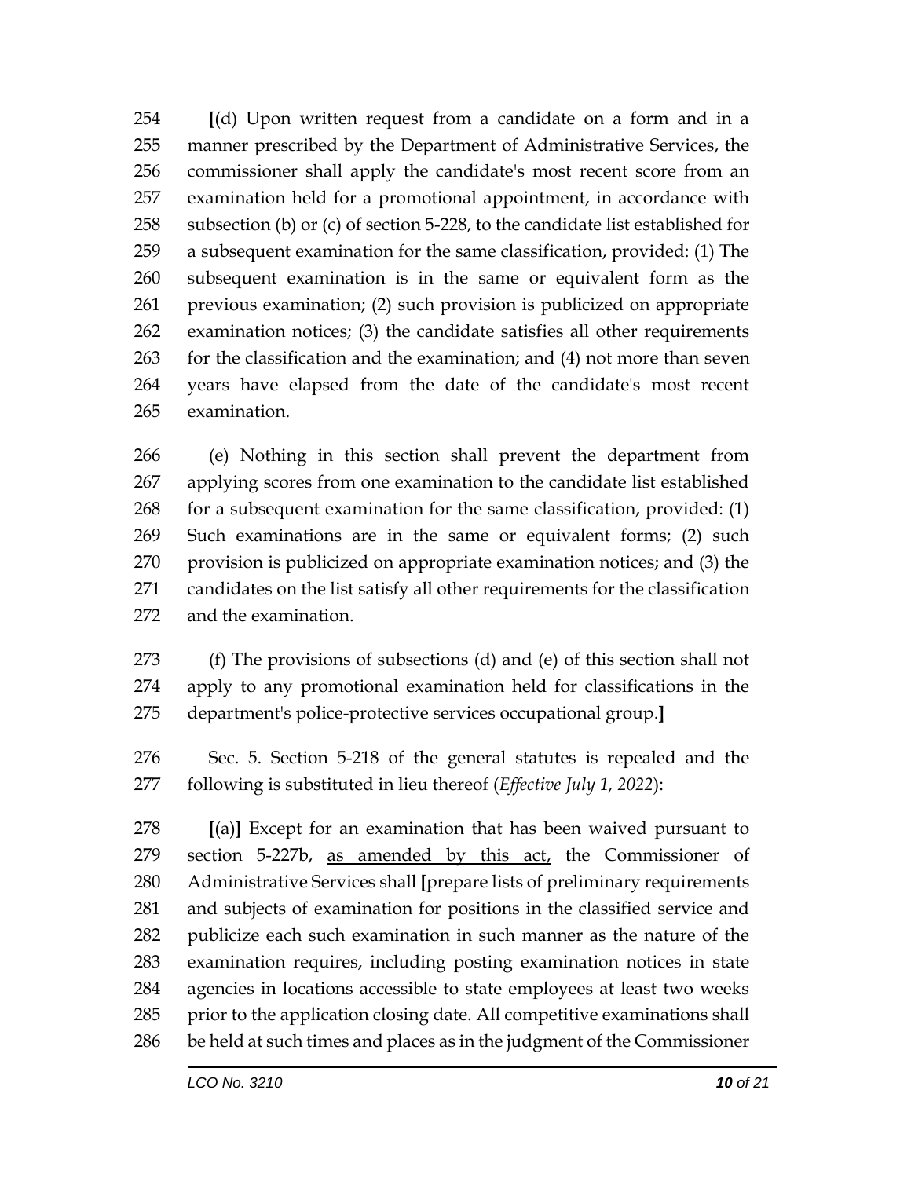[(d) Upon written request from a candidate on a form and in a manner prescribed by the Department of Administrative Services, the commissioner shall apply the candidate's most recent score from an examination held for a promotional appointment, in accordance with subsection (b) or (c) of section 5-228, to the candidate list established for a subsequent examination for the same classification, provided: (1) The subsequent examination is in the same or equivalent form as the previous examination; (2) such provision is publicized on appropriate examination notices; (3) the candidate satisfies all other requirements for the classification and the examination; and (4) not more than seven years have elapsed from the date of the candidate's most recent examination.

(e) Nothing in this section shall prevent the department from applying scores from one examination to the candidate list established for a subsequent examination for the same classification, provided: (1) Such examinations are in the same or equivalent forms; (2) such provision is publicized on appropriate examination notices; and (3) the candidates on the list satisfy all other requirements for the classification and the examination.

(f) The provisions of subsections (d) and (e) of this section shall not apply to any promotional examination held for classifications in the department's police-protective services occupational group.]

Sec. 5. Section 5-218 of the general statutes is repealed and the following is substituted in lieu thereof (*Effective July 1, 2022*):

[(a)] Except for an examination that has been waived pursuant to section 5-227b, <u>as amended by this act,</u> the Commissioner of Administrative Services shall [prepare lists of preliminary requirements and subjects of examination for positions in the classified service and publicize each such examination in such manner as the nature of the examination requires, including posting examination notices in state agencies in locations accessible to state employees at least two weeks prior to the application closing date. All competitive examinations shall be held at such times and places as in the judgment of the Commissioner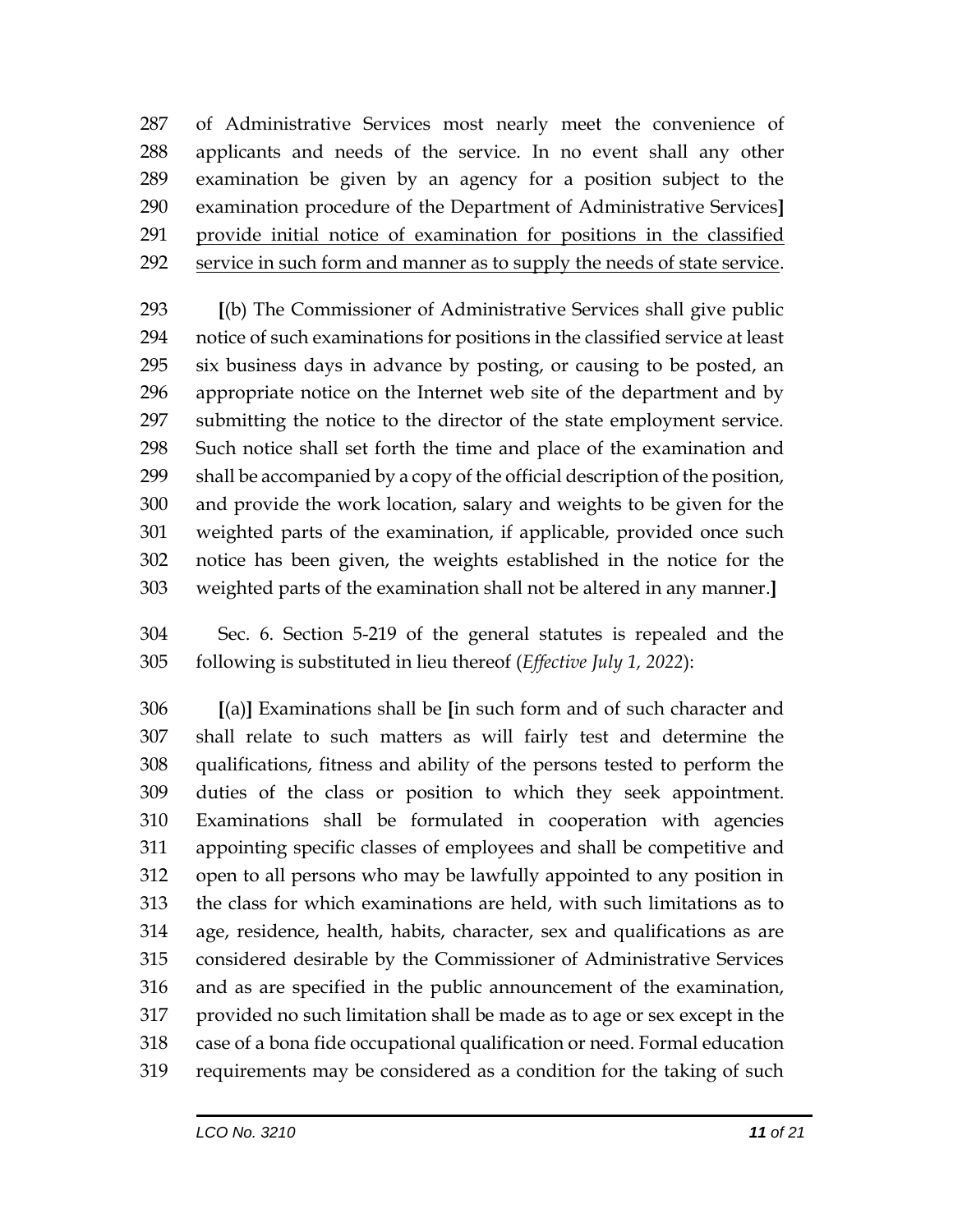287 of Administrative Services most nearly meet the convenience of
288 applicants and needs of the service. In no event shall any other
289 examination be given by an agency for a position subject to the
290 examination procedure of the Department of Administrative Services]
291 <u>provide initial notice of examination for positions in the classified</u>
292 <u>service in such form and manner as to supply the needs of state service</u>.

293 [(b) The Commissioner of Administrative Services shall give public
294 notice of such examinations for positions in the classified service at least
295 six business days in advance by posting, or causing to be posted, an
296 appropriate notice on the Internet web site of the department and by
297 submitting the notice to the director of the state employment service.
298 Such notice shall set forth the time and place of the examination and
299 shall be accompanied by a copy of the official description of the position,
300 and provide the work location, salary and weights to be given for the
301 weighted parts of the examination, if applicable, provided once such
302 notice has been given, the weights established in the notice for the
303 weighted parts of the examination shall not be altered in any manner.]

304 Sec. 6. Section 5-219 of the general statutes is repealed and the
305 following is substituted in lieu thereof (*Effective July 1, 2022*):

306 [(a)] Examinations shall be [in such form and of such character and
307 shall relate to such matters as will fairly test and determine the
308 qualifications, fitness and ability of the persons tested to perform the
309 duties of the class or position to which they seek appointment.
310 Examinations shall be formulated in cooperation with agencies
311 appointing specific classes of employees and shall be competitive and
312 open to all persons who may be lawfully appointed to any position in
313 the class for which examinations are held, with such limitations as to
314 age, residence, health, habits, character, sex and qualifications as are
315 considered desirable by the Commissioner of Administrative Services
316 and as are specified in the public announcement of the examination,
317 provided no such limitation shall be made as to age or sex except in the
318 case of a bona fide occupational qualification or need. Formal education
319 requirements may be considered as a condition for the taking of such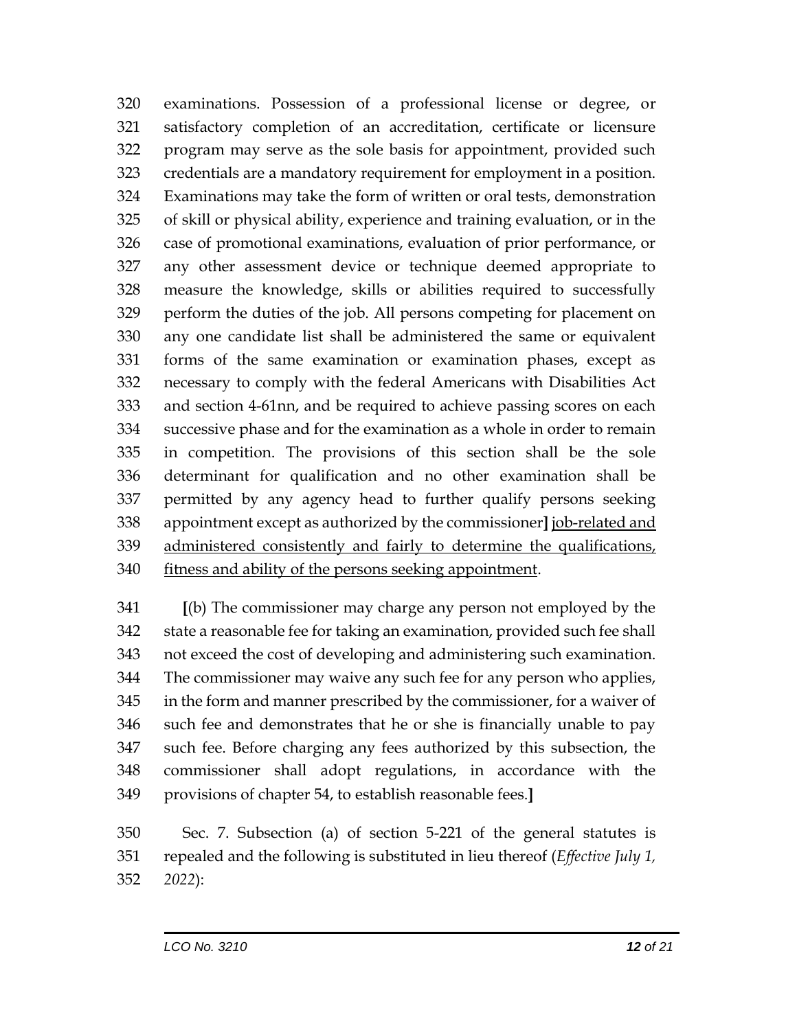examinations. Possession of a professional license or degree, or satisfactory completion of an accreditation, certificate or licensure program may serve as the sole basis for appointment, provided such credentials are a mandatory requirement for employment in a position. Examinations may take the form of written or oral tests, demonstration of skill or physical ability, experience and training evaluation, or in the case of promotional examinations, evaluation of prior performance, or any other assessment device or technique deemed appropriate to measure the knowledge, skills or abilities required to successfully perform the duties of the job. All persons competing for placement on any one candidate list shall be administered the same or equivalent forms of the same examination or examination phases, except as necessary to comply with the federal Americans with Disabilities Act and section 4-61nn, and be required to achieve passing scores on each successive phase and for the examination as a whole in order to remain in competition. The provisions of this section shall be the sole determinant for qualification and no other examination shall be permitted by any agency head to further qualify persons seeking appointment except as authorized by the commissioner**]** <u>job-related and administered consistently and fairly to determine the qualifications, fitness and ability of the persons seeking appointment</u>.

**[**(b) The commissioner may charge any person not employed by the state a reasonable fee for taking an examination, provided such fee shall not exceed the cost of developing and administering such examination. The commissioner may waive any such fee for any person who applies, in the form and manner prescribed by the commissioner, for a waiver of such fee and demonstrates that he or she is financially unable to pay such fee. Before charging any fees authorized by this subsection, the commissioner shall adopt regulations, in accordance with the provisions of chapter 54, to establish reasonable fees.**]**

Sec. 7. Subsection (a) of section 5-221 of the general statutes is repealed and the following is substituted in lieu thereof (*Effective July 1, 2022*):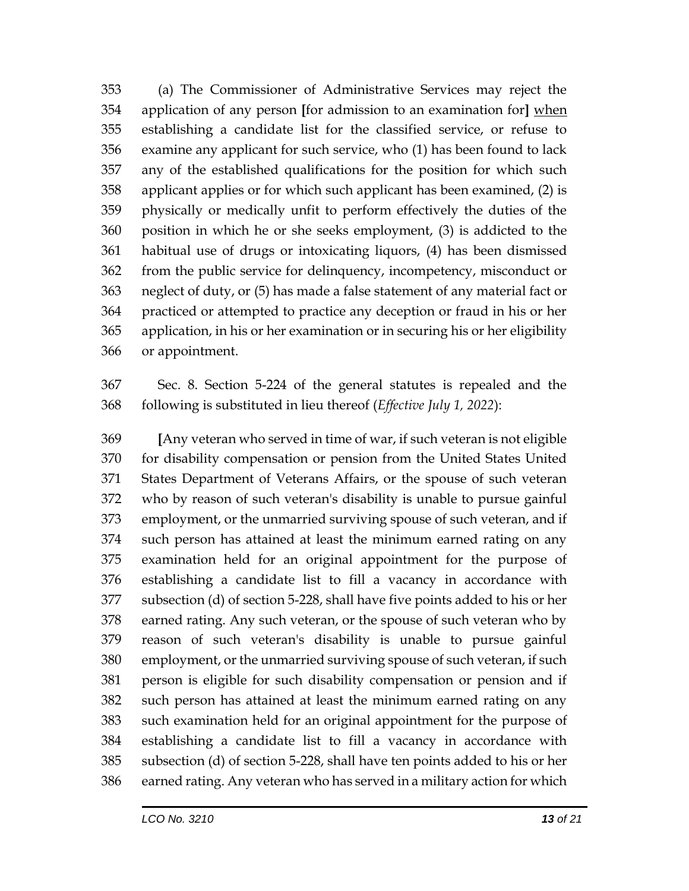(a) The Commissioner of Administrative Services may reject the application of any person [for admission to an examination for] <u>when</u> establishing a candidate list for the classified service, or refuse to examine any applicant for such service, who (1) has been found to lack any of the established qualifications for the position for which such applicant applies or for which such applicant has been examined, (2) is physically or medically unfit to perform effectively the duties of the position in which he or she seeks employment, (3) is addicted to the habitual use of drugs or intoxicating liquors, (4) has been dismissed from the public service for delinquency, incompetency, misconduct or neglect of duty, or (5) has made a false statement of any material fact or practiced or attempted to practice any deception or fraud in his or her application, in his or her examination or in securing his or her eligibility or appointment.

Sec. 8. Section 5-224 of the general statutes is repealed and the following is substituted in lieu thereof (*Effective July 1, 2022*):

[Any veteran who served in time of war, if such veteran is not eligible for disability compensation or pension from the United States United States Department of Veterans Affairs, or the spouse of such veteran who by reason of such veteran's disability is unable to pursue gainful employment, or the unmarried surviving spouse of such veteran, and if such person has attained at least the minimum earned rating on any examination held for an original appointment for the purpose of establishing a candidate list to fill a vacancy in accordance with subsection (d) of section 5-228, shall have five points added to his or her earned rating. Any such veteran, or the spouse of such veteran who by reason of such veteran's disability is unable to pursue gainful employment, or the unmarried surviving spouse of such veteran, if such person is eligible for such disability compensation or pension and if such person has attained at least the minimum earned rating on any such examination held for an original appointment for the purpose of establishing a candidate list to fill a vacancy in accordance with subsection (d) of section 5-228, shall have ten points added to his or her earned rating. Any veteran who has served in a military action for which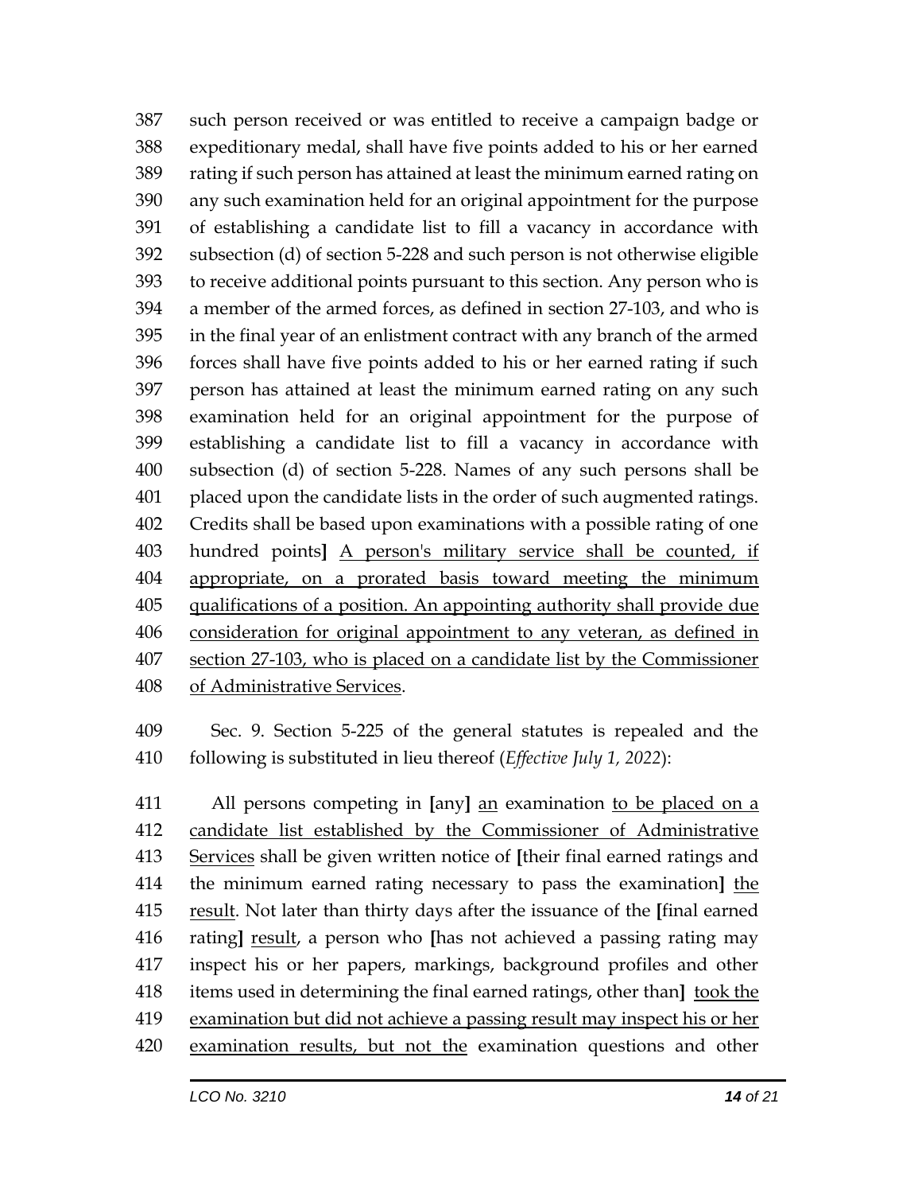such person received or was entitled to receive a campaign badge or expeditionary medal, shall have five points added to his or her earned rating if such person has attained at least the minimum earned rating on any such examination held for an original appointment for the purpose of establishing a candidate list to fill a vacancy in accordance with subsection (d) of section 5-228 and such person is not otherwise eligible to receive additional points pursuant to this section. Any person who is a member of the armed forces, as defined in section 27-103, and who is in the final year of an enlistment contract with any branch of the armed forces shall have five points added to his or her earned rating if such person has attained at least the minimum earned rating on any such examination held for an original appointment for the purpose of establishing a candidate list to fill a vacancy in accordance with subsection (d) of section 5-228. Names of any such persons shall be placed upon the candidate lists in the order of such augmented ratings. Credits shall be based upon examinations with a possible rating of one hundred points**]** <u>A person's military service shall be counted, if appropriate, on a prorated basis toward meeting the minimum qualifications of a position. An appointing authority shall provide due consideration for original appointment to any veteran, as defined in section 27-103, who is placed on a candidate list by the Commissioner of Administrative Services</u>.

Sec. 9. Section 5-225 of the general statutes is repealed and the following is substituted in lieu thereof (*Effective July 1, 2022*):

All persons competing in **[**any**]** <u>an</u> examination <u>to be placed on a candidate list established by the Commissioner of Administrative Services</u> shall be given written notice of **[**their final earned ratings and the minimum earned rating necessary to pass the examination**]** <u>the result</u>. Not later than thirty days after the issuance of the **[**final earned rating**]** <u>result</u>, a person who **[**has not achieved a passing rating may inspect his or her papers, markings, background profiles and other items used in determining the final earned ratings, other than**]** <u>took the examination but did not achieve a passing result may inspect his or her examination results, but not the</u> examination questions and other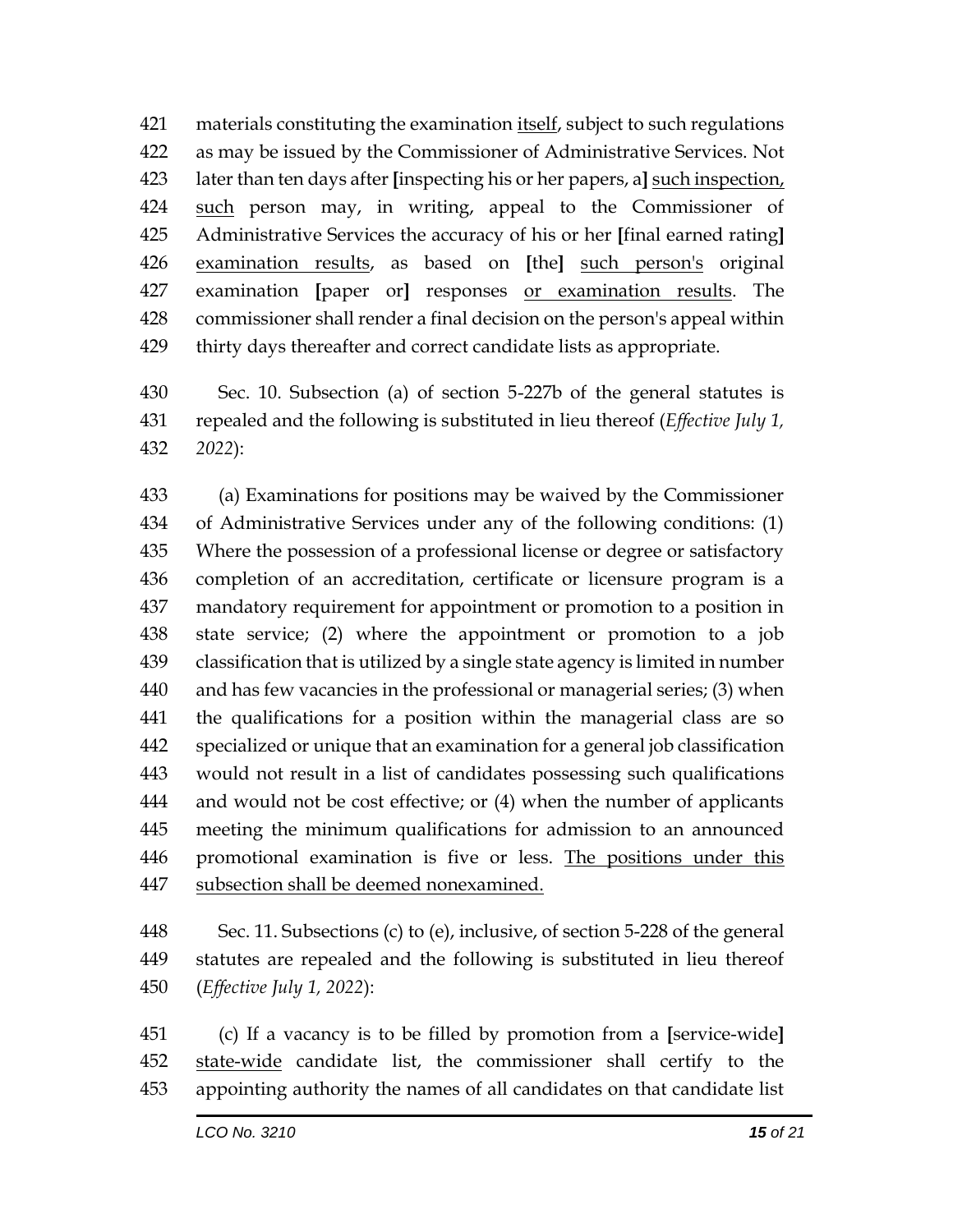materials constituting the examination itself, subject to such regulations as may be issued by the Commissioner of Administrative Services. Not later than ten days after [inspecting his or her papers, a] such inspection, such person may, in writing, appeal to the Commissioner of Administrative Services the accuracy of his or her [final earned rating] examination results, as based on [the] such person's original examination [paper or] responses or examination results. The commissioner shall render a final decision on the person's appeal within thirty days thereafter and correct candidate lists as appropriate.

Sec. 10. Subsection (a) of section 5-227b of the general statutes is repealed and the following is substituted in lieu thereof (*Effective July 1, 2022*):

(a) Examinations for positions may be waived by the Commissioner of Administrative Services under any of the following conditions: (1) Where the possession of a professional license or degree or satisfactory completion of an accreditation, certificate or licensure program is a mandatory requirement for appointment or promotion to a position in state service; (2) where the appointment or promotion to a job classification that is utilized by a single state agency is limited in number and has few vacancies in the professional or managerial series; (3) when the qualifications for a position within the managerial class are so specialized or unique that an examination for a general job classification would not result in a list of candidates possessing such qualifications and would not be cost effective; or (4) when the number of applicants meeting the minimum qualifications for admission to an announced promotional examination is five or less. The positions under this subsection shall be deemed nonexamined.

Sec. 11. Subsections (c) to (e), inclusive, of section 5-228 of the general statutes are repealed and the following is substituted in lieu thereof (*Effective July 1, 2022*):

(c) If a vacancy is to be filled by promotion from a [service-wide] state-wide candidate list, the commissioner shall certify to the appointing authority the names of all candidates on that candidate list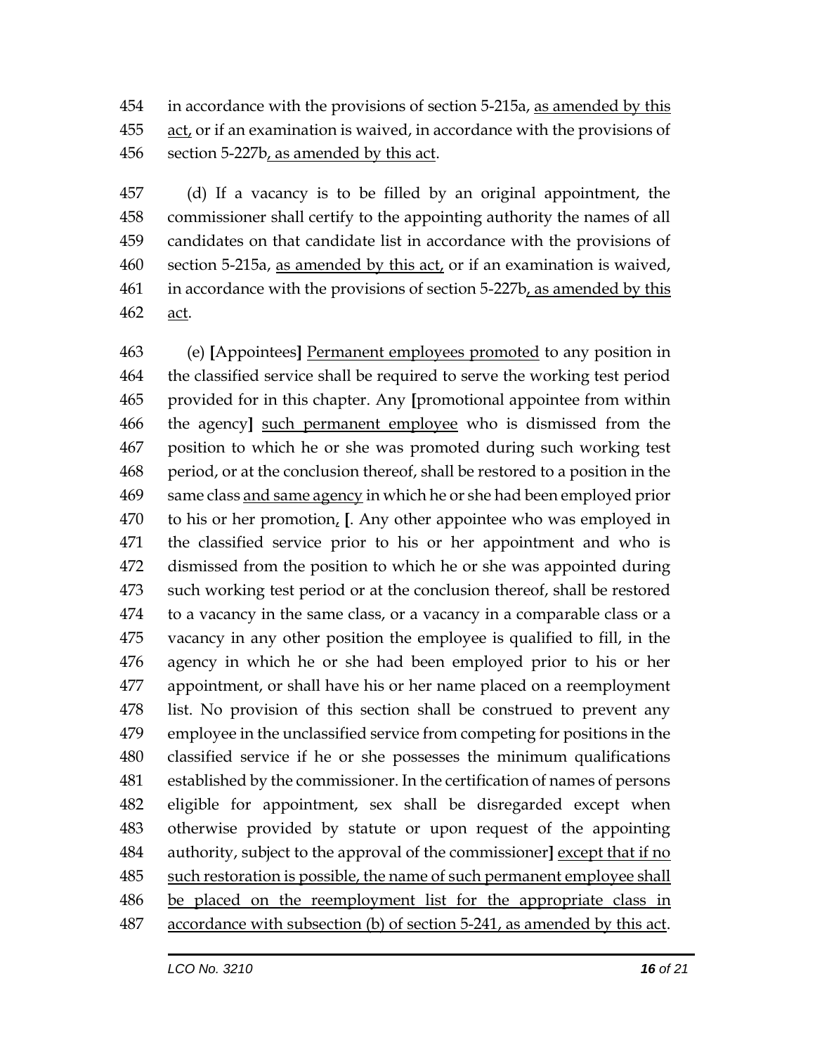454 in accordance with the provisions of section 5-215a, <u>as amended by this</u>
455 <u>act,</u> or if an examination is waived, in accordance with the provisions of
456 section 5-227b<u>, as amended by this act</u>.

457 (d) If a vacancy is to be filled by an original appointment, the
458 commissioner shall certify to the appointing authority the names of all
459 candidates on that candidate list in accordance with the provisions of
460 section 5-215a, <u>as amended by this act,</u> or if an examination is waived,
461 in accordance with the provisions of section 5-227b<u>, as amended by this</u>
462 <u>act</u>.

463 (e) **[**Appointees**]** <u>Permanent employees promoted</u> to any position in
464 the classified service shall be required to serve the working test period
465 provided for in this chapter. Any **[**promotional appointee from within
466 the agency**]** <u>such permanent employee</u> who is dismissed from the
467 position to which he or she was promoted during such working test
468 period, or at the conclusion thereof, shall be restored to a position in the
469 same class <u>and same agency</u> in which he or she had been employed prior
470 to his or her promotion<u>,</u> **[**. Any other appointee who was employed in
471 the classified service prior to his or her appointment and who is
472 dismissed from the position to which he or she was appointed during
473 such working test period or at the conclusion thereof, shall be restored
474 to a vacancy in the same class, or a vacancy in a comparable class or a
475 vacancy in any other position the employee is qualified to fill, in the
476 agency in which he or she had been employed prior to his or her
477 appointment, or shall have his or her name placed on a reemployment
478 list. No provision of this section shall be construed to prevent any
479 employee in the unclassified service from competing for positions in the
480 classified service if he or she possesses the minimum qualifications
481 established by the commissioner. In the certification of names of persons
482 eligible for appointment, sex shall be disregarded except when
483 otherwise provided by statute or upon request of the appointing
484 authority, subject to the approval of the commissioner**]** <u>except that if no</u>
485 <u>such restoration is possible, the name of such permanent employee shall</u>
486 <u>be placed on the reemployment list for the appropriate class in</u>
487 <u>accordance with subsection (b) of section 5-241, as amended by this act</u>.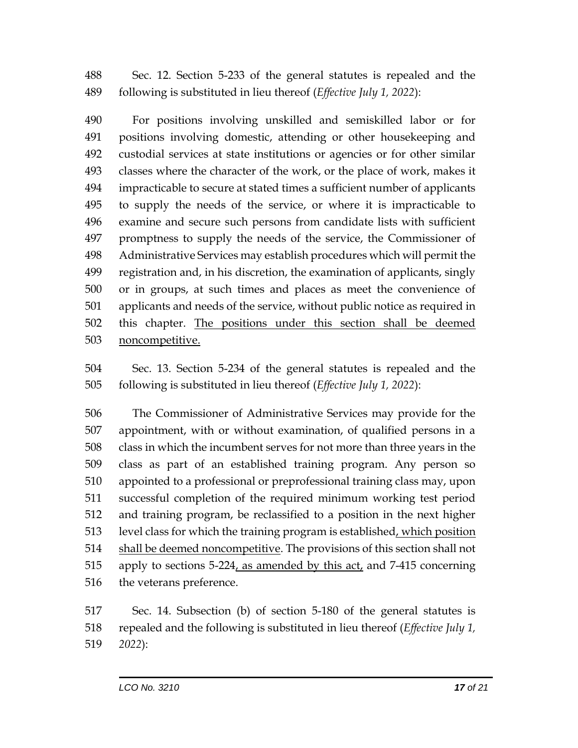488 Sec. 12. Section 5-233 of the general statutes is repealed and the
489 following is substituted in lieu thereof (*Effective July 1, 2022*):

490 For positions involving unskilled and semiskilled labor or for
491 positions involving domestic, attending or other housekeeping and
492 custodial services at state institutions or agencies or for other similar
493 classes where the character of the work, or the place of work, makes it
494 impracticable to secure at stated times a sufficient number of applicants
495 to supply the needs of the service, or where it is impracticable to
496 examine and secure such persons from candidate lists with sufficient
497 promptness to supply the needs of the service, the Commissioner of
498 Administrative Services may establish procedures which will permit the
499 registration and, in his discretion, the examination of applicants, singly
500 or in groups, at such times and places as meet the convenience of
501 applicants and needs of the service, without public notice as required in
502 this chapter. <u>The positions under this section shall be deemed</u>
503 <u>noncompetitive.</u>

504 Sec. 13. Section 5-234 of the general statutes is repealed and the
505 following is substituted in lieu thereof (*Effective July 1, 2022*):

506 The Commissioner of Administrative Services may provide for the
507 appointment, with or without examination, of qualified persons in a
508 class in which the incumbent serves for not more than three years in the
509 class as part of an established training program. Any person so
510 appointed to a professional or preprofessional training class may, upon
511 successful completion of the required minimum working test period
512 and training program, be reclassified to a position in the next higher
513 level class for which the training program is established<u>, which position</u>
514 <u>shall be deemed noncompetitive</u>. The provisions of this section shall not
515 apply to sections 5-224<u>, as amended by this act,</u> and 7-415 concerning
516 the veterans preference.

517 Sec. 14. Subsection (b) of section 5-180 of the general statutes is
518 repealed and the following is substituted in lieu thereof (*Effective July 1,*
519 *2022*):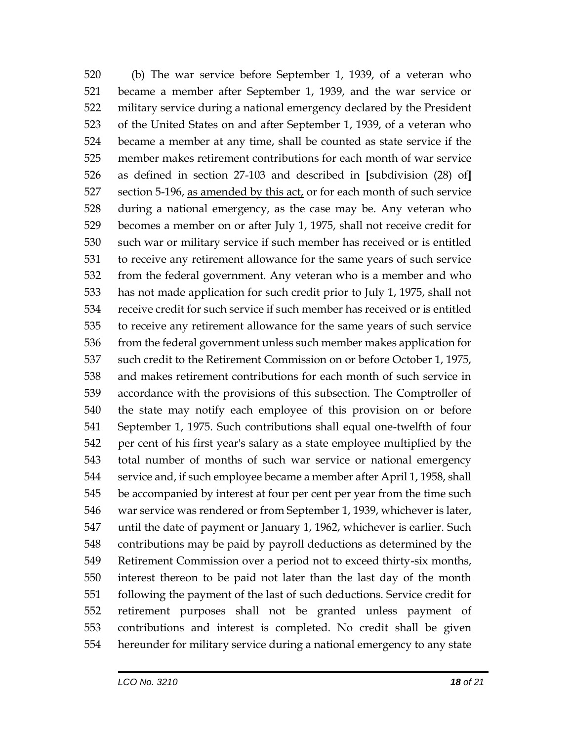520 (b) The war service before September 1, 1939, of a veteran who
521 became a member after September 1, 1939, and the war service or
522 military service during a national emergency declared by the President
523 of the United States on and after September 1, 1939, of a veteran who
524 became a member at any time, shall be counted as state service if the
525 member makes retirement contributions for each month of war service
526 as defined in section 27-103 and described in [subdivision (28) of]
527 section 5-196, as amended by this act, or for each month of such service
528 during a national emergency, as the case may be. Any veteran who
529 becomes a member on or after July 1, 1975, shall not receive credit for
530 such war or military service if such member has received or is entitled
531 to receive any retirement allowance for the same years of such service
532 from the federal government. Any veteran who is a member and who
533 has not made application for such credit prior to July 1, 1975, shall not
534 receive credit for such service if such member has received or is entitled
535 to receive any retirement allowance for the same years of such service
536 from the federal government unless such member makes application for
537 such credit to the Retirement Commission on or before October 1, 1975,
538 and makes retirement contributions for each month of such service in
539 accordance with the provisions of this subsection. The Comptroller of
540 the state may notify each employee of this provision on or before
541 September 1, 1975. Such contributions shall equal one-twelfth of four
542 per cent of his first year's salary as a state employee multiplied by the
543 total number of months of such war service or national emergency
544 service and, if such employee became a member after April 1, 1958, shall
545 be accompanied by interest at four per cent per year from the time such
546 war service was rendered or from September 1, 1939, whichever is later,
547 until the date of payment or January 1, 1962, whichever is earlier. Such
548 contributions may be paid by payroll deductions as determined by the
549 Retirement Commission over a period not to exceed thirty-six months,
550 interest thereon to be paid not later than the last day of the month
551 following the payment of the last of such deductions. Service credit for
552 retirement purposes shall not be granted unless payment of
553 contributions and interest is completed. No credit shall be given
554 hereunder for military service during a national emergency to any state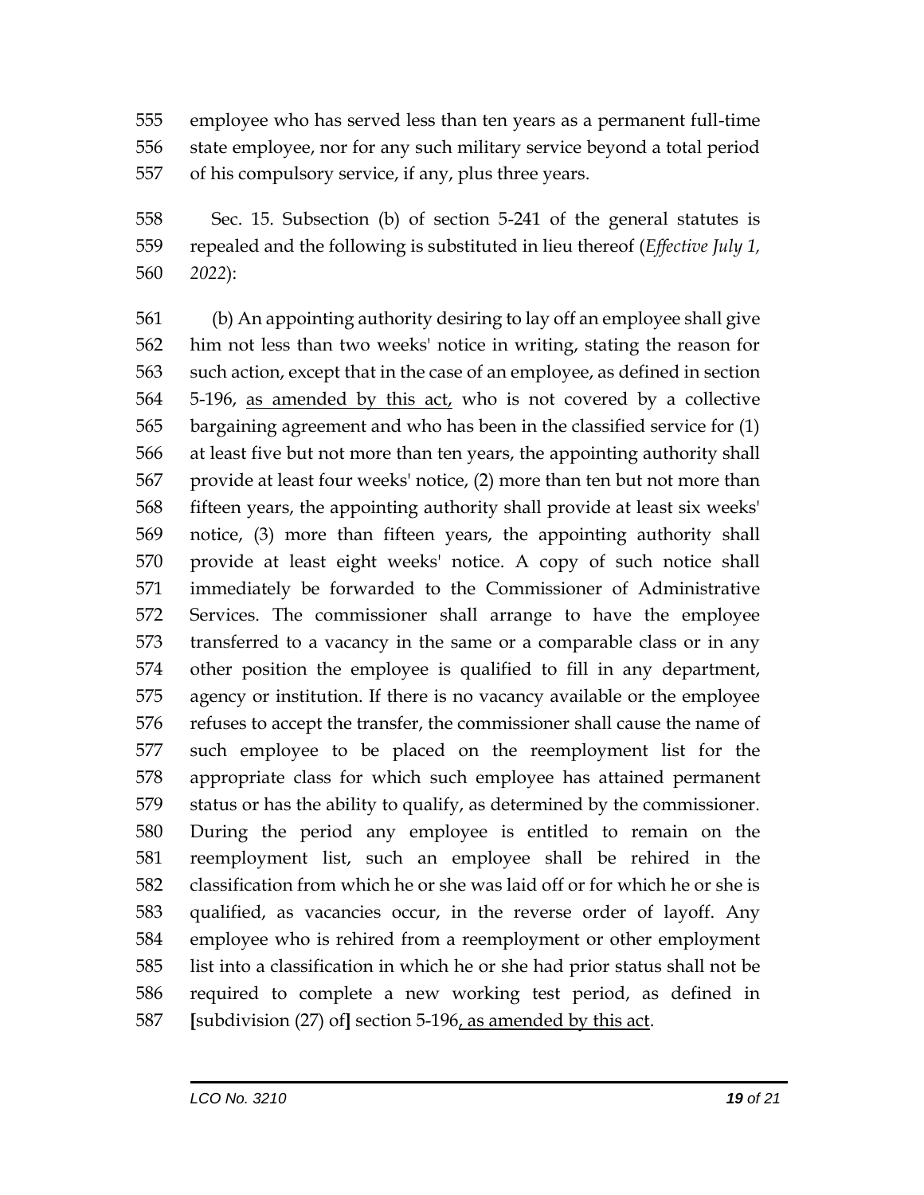employee who has served less than ten years as a permanent full-time state employee, nor for any such military service beyond a total period of his compulsory service, if any, plus three years.

Sec. 15. Subsection (b) of section 5-241 of the general statutes is repealed and the following is substituted in lieu thereof (*Effective July 1, 2022*):

(b) An appointing authority desiring to lay off an employee shall give him not less than two weeks' notice in writing, stating the reason for such action, except that in the case of an employee, as defined in section 5-196, <u>as amended by this act,</u> who is not covered by a collective bargaining agreement and who has been in the classified service for (1) at least five but not more than ten years, the appointing authority shall provide at least four weeks' notice, (2) more than ten but not more than fifteen years, the appointing authority shall provide at least six weeks' notice, (3) more than fifteen years, the appointing authority shall provide at least eight weeks' notice. A copy of such notice shall immediately be forwarded to the Commissioner of Administrative Services. The commissioner shall arrange to have the employee transferred to a vacancy in the same or a comparable class or in any other position the employee is qualified to fill in any department, agency or institution. If there is no vacancy available or the employee refuses to accept the transfer, the commissioner shall cause the name of such employee to be placed on the reemployment list for the appropriate class for which such employee has attained permanent status or has the ability to qualify, as determined by the commissioner. During the period any employee is entitled to remain on the reemployment list, such an employee shall be rehired in the classification from which he or she was laid off or for which he or she is qualified, as vacancies occur, in the reverse order of layoff. Any employee who is rehired from a reemployment or other employment list into a classification in which he or she had prior status shall not be required to complete a new working test period, as defined in **[**subdivision (27) of**]** section 5-196<u>, as amended by this act</u>.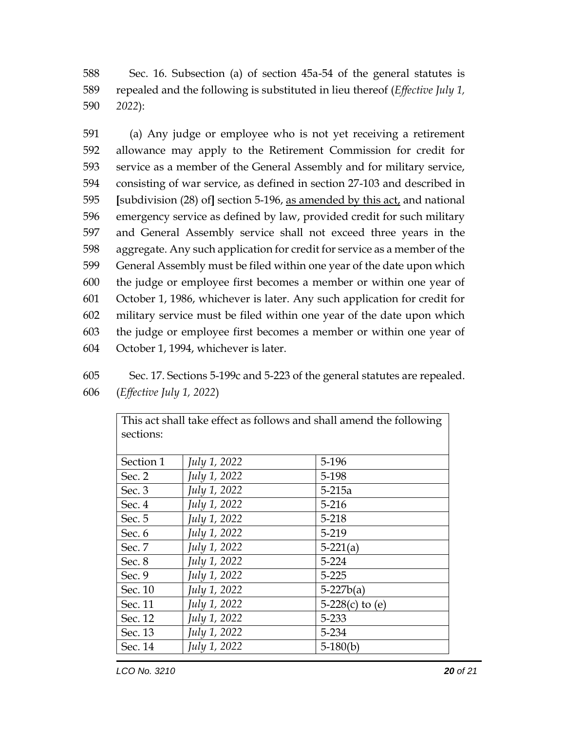588 Sec. 16. Subsection (a) of section 45a-54 of the general statutes is
589 repealed and the following is substituted in lieu thereof (*Effective July 1,*
590 *2022*):

591 (a) Any judge or employee who is not yet receiving a retirement
592 allowance may apply to the Retirement Commission for credit for
593 service as a member of the General Assembly and for military service,
594 consisting of war service, as defined in section 27-103 and described in
595 **[**subdivision (28) of**]** section 5-196, <u>as amended by this act,</u> and national
596 emergency service as defined by law, provided credit for such military
597 and General Assembly service shall not exceed three years in the
598 aggregate. Any such application for credit for service as a member of the
599 General Assembly must be filed within one year of the date upon which
600 the judge or employee first becomes a member or within one year of
601 October 1, 1986, whichever is later. Any such application for credit for
602 military service must be filed within one year of the date upon which
603 the judge or employee first becomes a member or within one year of
604 October 1, 1994, whichever is later.

605 Sec. 17. Sections 5-199c and 5-223 of the general statutes are repealed.
606 (*Effective July 1, 2022*)

| This act shall take effect as follows and shall amend the following sections: | | |
|---|---|---|
| Section 1 | *July 1, 2022* | 5-196 |
| Sec. 2 | *July 1, 2022* | 5-198 |
| Sec. 3 | *July 1, 2022* | 5-215a |
| Sec. 4 | *July 1, 2022* | 5-216 |
| Sec. 5 | *July 1, 2022* | 5-218 |
| Sec. 6 | *July 1, 2022* | 5-219 |
| Sec. 7 | *July 1, 2022* | 5-221(a) |
| Sec. 8 | *July 1, 2022* | 5-224 |
| Sec. 9 | *July 1, 2022* | 5-225 |
| Sec. 10 | *July 1, 2022* | 5-227b(a) |
| Sec. 11 | *July 1, 2022* | 5-228(c) to (e) |
| Sec. 12 | *July 1, 2022* | 5-233 |
| Sec. 13 | *July 1, 2022* | 5-234 |
| Sec. 14 | *July 1, 2022* | 5-180(b) |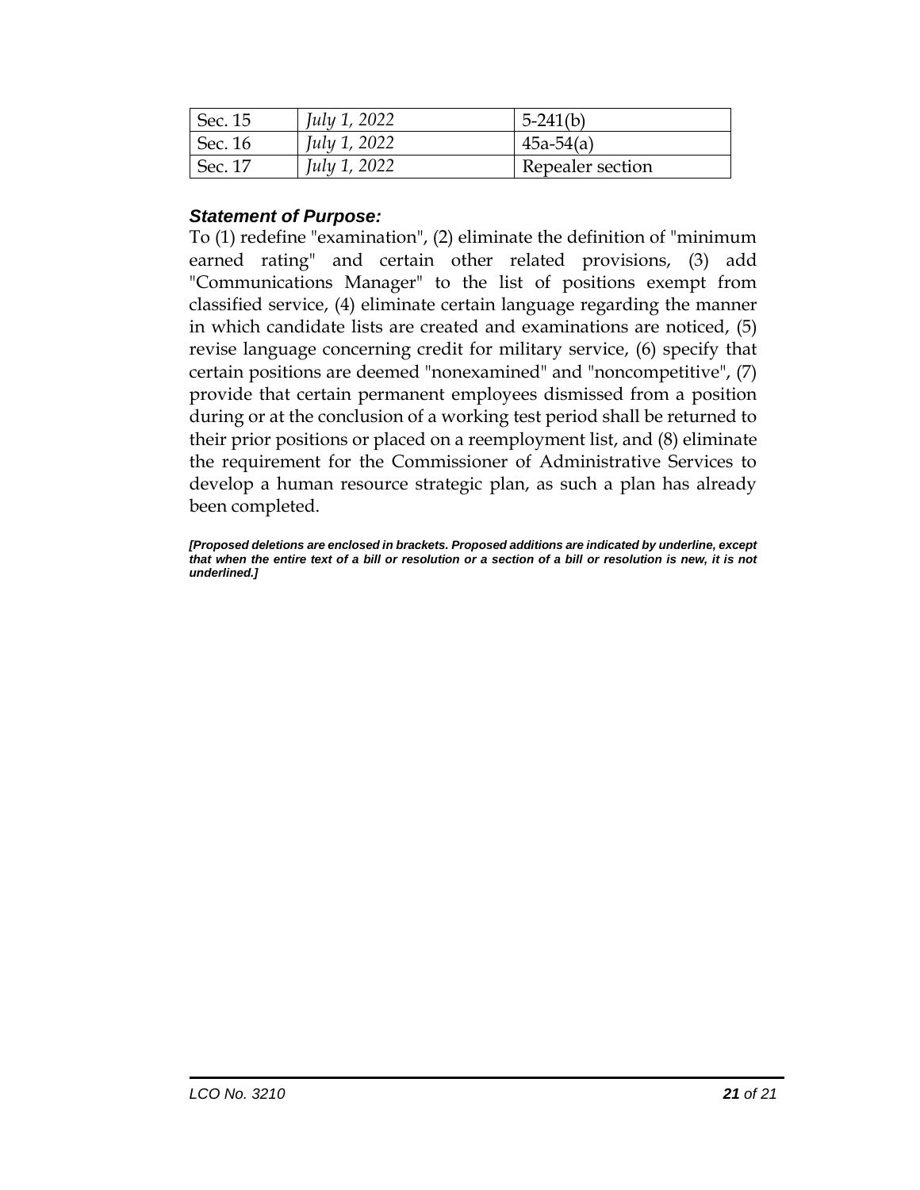| | | |
|---|---|---|
| Sec. 15 | *July 1, 2022* | 5-241(b) |
| Sec. 16 | *July 1, 2022* | 45a-54(a) |
| Sec. 17 | *July 1, 2022* | Repealer section |

***Statement of Purpose:***

To (1) redefine "examination", (2) eliminate the definition of "minimum earned rating" and certain other related provisions, (3) add "Communications Manager" to the list of positions exempt from classified service, (4) eliminate certain language regarding the manner in which candidate lists are created and examinations are noticed, (5) revise language concerning credit for military service, (6) specify that certain positions are deemed "nonexamined" and "noncompetitive", (7) provide that certain permanent employees dismissed from a position during or at the conclusion of a working test period shall be returned to their prior positions or placed on a reemployment list, and (8) eliminate the requirement for the Commissioner of Administrative Services to develop a human resource strategic plan, as such a plan has already been completed.

***[Proposed deletions are enclosed in brackets. Proposed additions are indicated by underline, except that when the entire text of a bill or resolution or a section of a bill or resolution is new, it is not underlined.]***